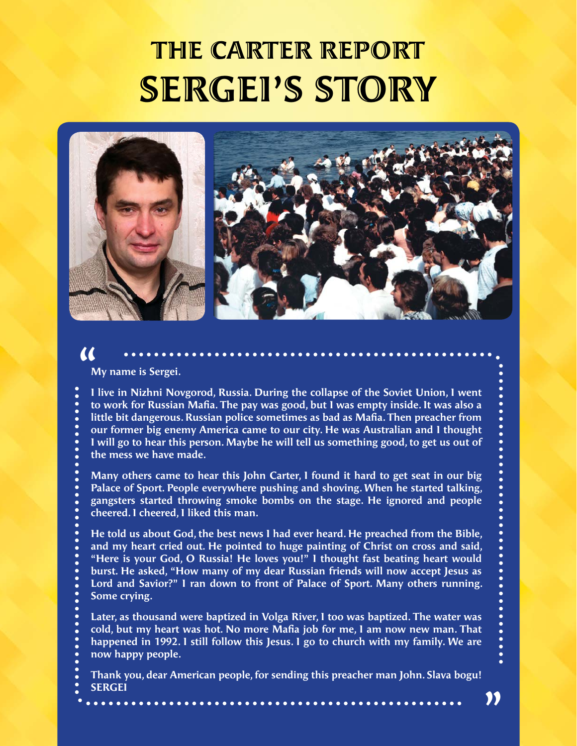# THE CARTER REPORT
# SERGEI'S STORY

**My name is Sergei.**

**I live in Nizhni Novgorod, Russia. During the collapse of the Soviet Union, I went to work for Russian Mafia. The pay was good, but I was empty inside. It was also a little bit dangerous. Russian police sometimes as bad as Mafia. Then preacher from our former big enemy America came to our city. He was Australian and I thought I will go to hear this person. Maybe he will tell us something good, to get us out of the mess we have made.**

**Many others came to hear this John Carter, I found it hard to get seat in our big Palace of Sport. People everywhere pushing and shoving. When he started talking, gangsters started throwing smoke bombs on the stage. He ignored and people cheered. I cheered, I liked this man.**

**He told us about God, the best news I had ever heard. He preached from the Bible, and my heart cried out. He pointed to huge painting of Christ on cross and said, "Here is your God, O Russia! He loves you!" I thought fast beating heart would burst. He asked, "How many of my dear Russian friends will now accept Jesus as Lord and Savior?" I ran down to front of Palace of Sport. Many others running. Some crying.**

**Later, as thousand were baptized in Volga River, I too was baptized. The water was cold, but my heart was hot. No more Mafia job for me, I am now new man. That happened in 1992. I still follow this Jesus. I go to church with my family. We are now happy people.**

**Thank you, dear American people, for sending this preacher man John. Slava bogu!**
**SERGEI**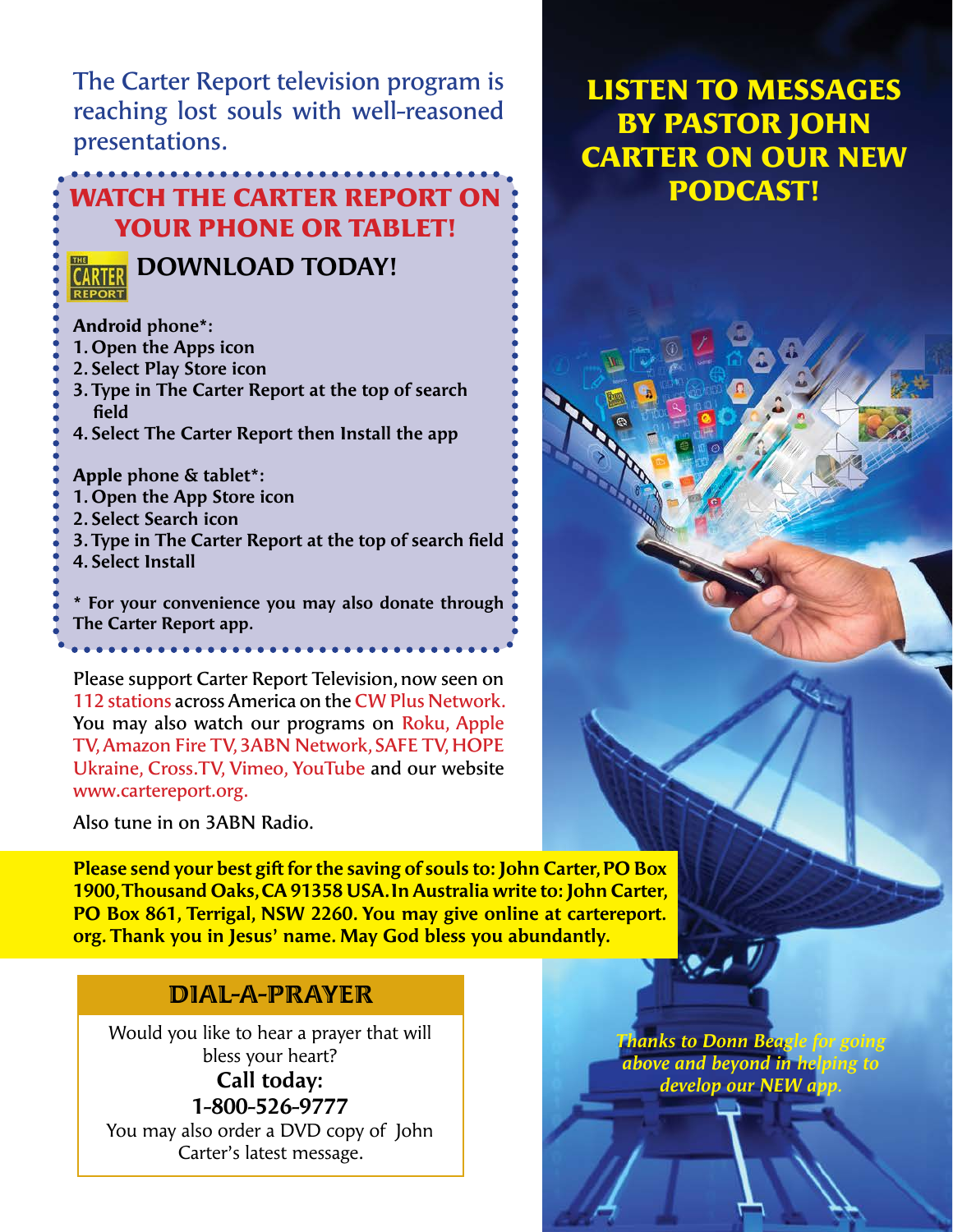The Carter Report television program is reaching lost souls with well-reasoned presentations.

## WATCH THE CARTER REPORT ON YOUR PHONE OR TABLET!

### DOWNLOAD TODAY!

**Android phone*:**

1. Open the Apps icon
2. Select Play Store icon
3. Type in The Carter Report at the top of search field
4. Select The Carter Report then Install the app

**Apple phone & tablet*:**

1. Open the App Store icon
2. Select Search icon
3. Type in The Carter Report at the top of search field
4. Select Install

**\* For your convenience you may also donate through The Carter Report app.**

Please support Carter Report Television, now seen on 112 stations across America on the CW Plus Network. You may also watch our programs on Roku, Apple TV, Amazon Fire TV, 3ABN Network, SAFE TV, HOPE Ukraine, Cross.TV, Vimeo, YouTube and our website www.cartereport.org.

Also tune in on 3ABN Radio.

## LISTEN TO MESSAGES BY PASTOR JOHN CARTER ON OUR NEW PODCAST!

**Please send your best gift for the saving of souls to: John Carter, PO Box 1900, Thousand Oaks, CA 91358 USA. In Australia write to: John Carter, PO Box 861, Terrigal, NSW 2260. You may give online at cartereport.org. Thank you in Jesus' name. May God bless you abundantly.**

## DIAL-A-PRAYER

Would you like to hear a prayer that will bless your heart?

**Call today:**
**1-800-526-9777**

You may also order a DVD copy of John Carter's latest message.

*Thanks to Donn Beagle for going above and beyond in helping to develop our NEW app.*